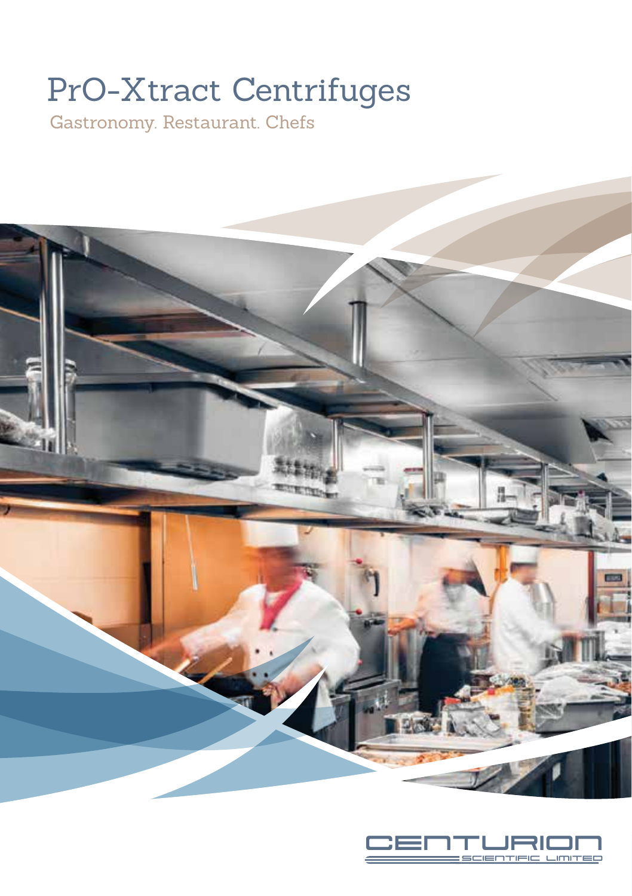# PrO-Xtract Centrifuges

Gastronomy. Restaurant. Chefs

CENTURION SCIENTIFIC LIMITED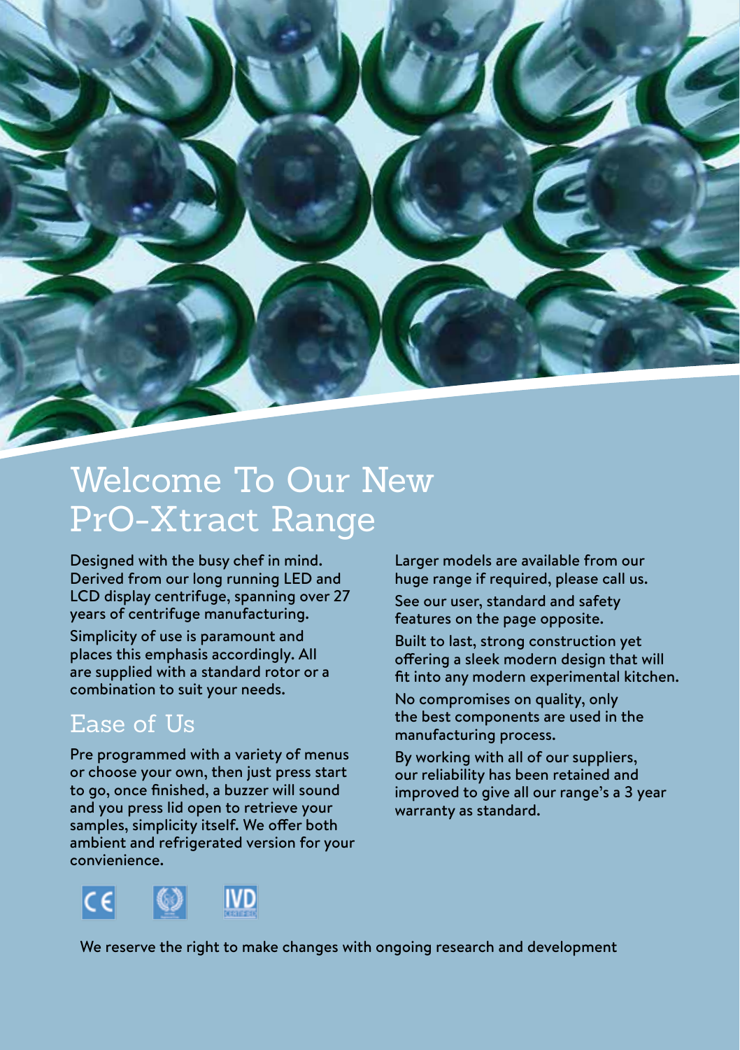# Welcome To Our New PrO-Xtract Range

Designed with the busy chef in mind. Derived from our long running LED and LCD display centrifuge, spanning over 27 years of centrifuge manufacturing.

Simplicity of use is paramount and places this emphasis accordingly. All are supplied with a standard rotor or a combination to suit your needs.

## Ease of Us

Pre programmed with a variety of menus or choose your own, then just press start to go, once finished, a buzzer will sound and you press lid open to retrieve your samples, simplicity itself. We offer both ambient and refrigerated version for your convienience.

Larger models are available from our huge range if required, please call us.

See our user, standard and safety features on the page opposite.

Built to last, strong construction yet offering a sleek modern design that will fit into any modern experimental kitchen.

No compromises on quality, only the best components are used in the manufacturing process.

By working with all of our suppliers, our reliability has been retained and improved to give all our range's a 3 year warranty as standard.

We reserve the right to make changes with ongoing research and development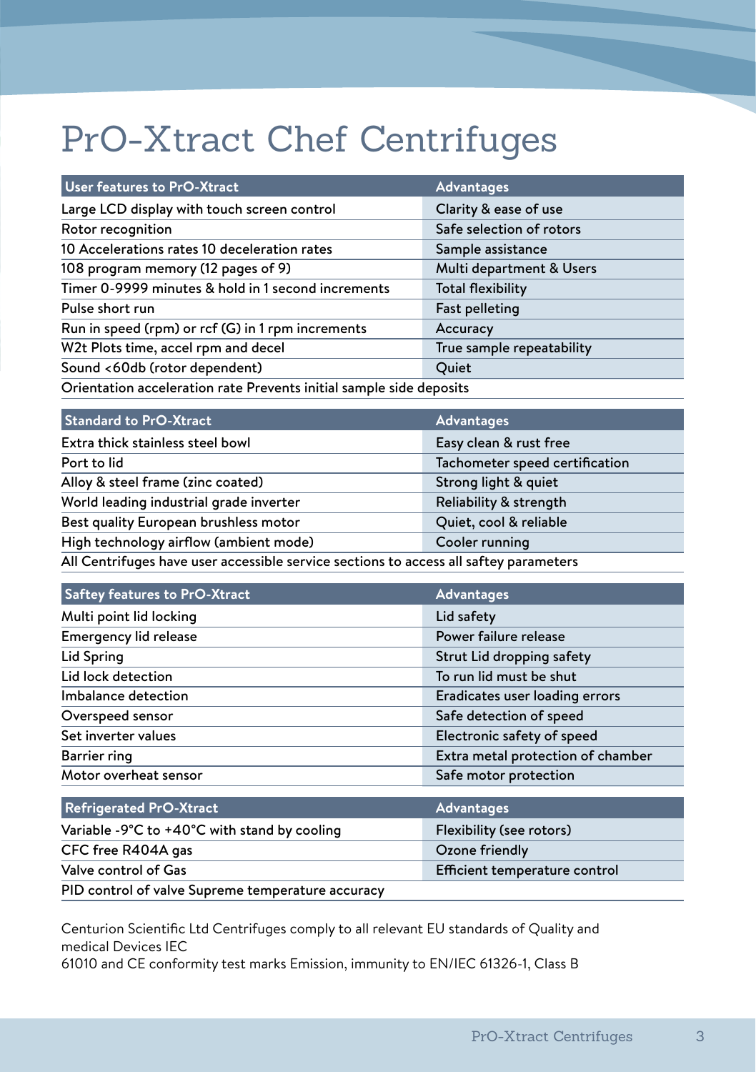# PrO-Xtract Chef Centrifuges

| User features to PrO-Xtract | Advantages |
|---|---|
| Large LCD display with touch screen control | Clarity & ease of use |
| Rotor recognition | Safe selection of rotors |
| 10 Accelerations rates 10 deceleration rates | Sample assistance |
| 108 program memory (12 pages of 9) | Multi department & Users |
| Timer 0-9999 minutes & hold in 1 second increments | Total flexibility |
| Pulse short run | Fast pelleting |
| Run in speed (rpm) or rcf (G) in 1 rpm increments | Accuracy |
| W2t Plots time, accel rpm and decel | True sample repeatability |
| Sound <60db (rotor dependent) | Quiet |
| Orientation acceleration rate Prevents initial sample side deposits | |

| Standard to PrO-Xtract | Advantages |
|---|---|
| Extra thick stainless steel bowl | Easy clean & rust free |
| Port to lid | Tachometer speed certification |
| Alloy & steel frame (zinc coated) | Strong light & quiet |
| World leading industrial grade inverter | Reliability & strength |
| Best quality European brushless motor | Quiet, cool & reliable |
| High technology airflow (ambient mode) | Cooler running |
| All Centrifuges have user accessible service sections to access all saftey parameters | |

| Saftey features to PrO-Xtract | Advantages |
|---|---|
| Multi point lid locking | Lid safety |
| Emergency lid release | Power failure release |
| Lid Spring | Strut Lid dropping safety |
| Lid lock detection | To run lid must be shut |
| Imbalance detection | Eradicates user loading errors |
| Overspeed sensor | Safe detection of speed |
| Set inverter values | Electronic safety of speed |
| Barrier ring | Extra metal protection of chamber |
| Motor overheat sensor | Safe motor protection |

| Refrigerated PrO-Xtract | Advantages |
|---|---|
| Variable -9°C to +40°C with stand by cooling | Flexibility (see rotors) |
| CFC free R404A gas | Ozone friendly |
| Valve control of Gas | Efficient temperature control |
| PID control of valve Supreme temperature accuracy | |

Centurion Scientific Ltd Centrifuges comply to all relevant EU standards of Quality and medical Devices IEC
61010 and CE conformity test marks Emission, immunity to EN/IEC 61326-1, Class B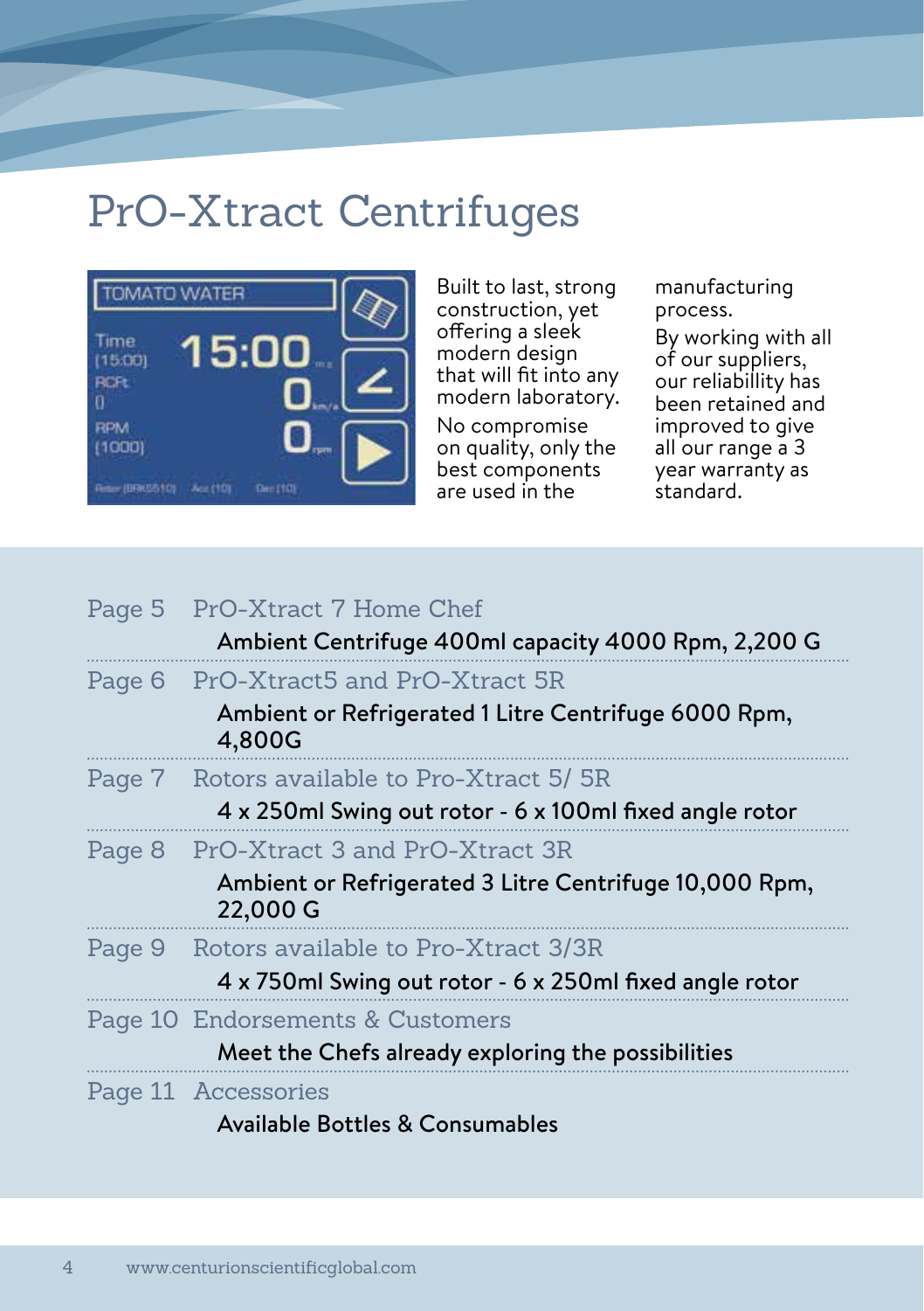# PrO-Xtract Centrifuges

Built to last, strong construction, yet offering a sleek modern design that will fit into any modern laboratory.

No compromise on quality, only the best components are used in the manufacturing process.

By working with all of our suppliers, our reliabillity has been retained and improved to give all our range a 3 year warranty as standard.

Page 5 PrO-Xtract 7 Home Chef
Ambient Centrifuge 400ml capacity 4000 Rpm, 2,200 G

Page 6 PrO-Xtract5 and PrO-Xtract 5R
Ambient or Refrigerated 1 Litre Centrifuge 6000 Rpm, 4,800G

Page 7 Rotors available to Pro-Xtract 5/ 5R
4 x 250ml Swing out rotor - 6 x 100ml fixed angle rotor

Page 8 PrO-Xtract 3 and PrO-Xtract 3R
Ambient or Refrigerated 3 Litre Centrifuge 10,000 Rpm, 22,000 G

Page 9 Rotors available to Pro-Xtract 3/3R
4 x 750ml Swing out rotor - 6 x 250ml fixed angle rotor

Page 10 Endorsements & Customers
Meet the Chefs already exploring the possibilities

Page 11 Accessories
Available Bottles & Consumables

www.centurionscientificglobal.com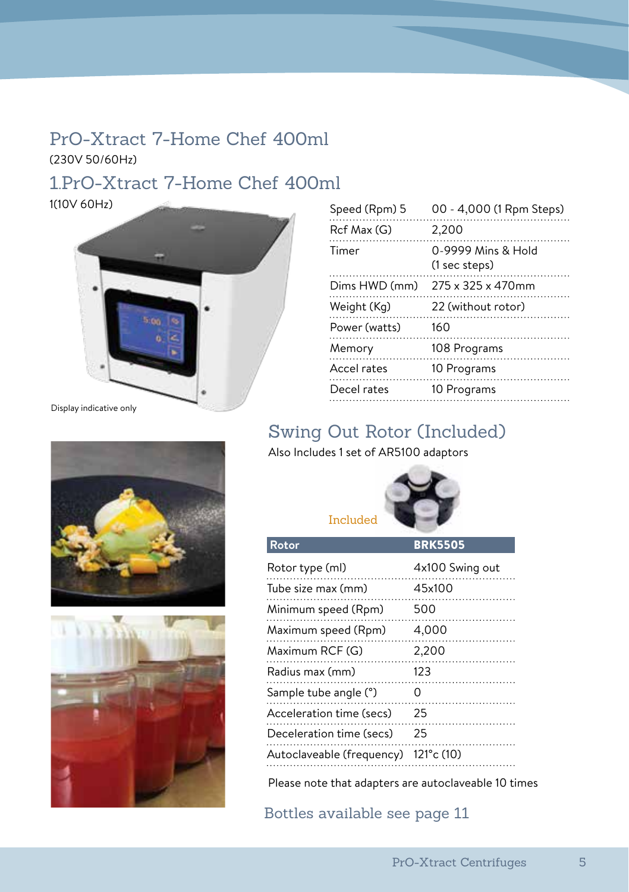## PrO-Xtract 7-Home Chef 400ml

(230V 50/60Hz)

## 1.PrO-Xtract 7-Home Chef 400ml

1(10V 60Hz)

| | |
|---|---|
| Speed (Rpm) 5 | 00 - 4,000 (1 Rpm Steps) |
| Rcf Max (G) | 2,200 |
| Timer | 0-9999 Mins & Hold (1 sec steps) |
| Dims HWD (mm) | 275 x 325 x 470mm |
| Weight (Kg) | 22 (without rotor) |
| Power (watts) | 160 |
| Memory | 108 Programs |
| Accel rates | 10 Programs |
| Decel rates | 10 Programs |

Display indicative only

## Swing Out Rotor (Included)

Also Includes 1 set of AR5100 adaptors

Included

| Rotor | BRK5505 |
|---|---|
| Rotor type (ml) | 4x100 Swing out |
| Tube size max (mm) | 45x100 |
| Minimum speed (Rpm) | 500 |
| Maximum speed (Rpm) | 4,000 |
| Maximum RCF (G) | 2,200 |
| Radius max (mm) | 123 |
| Sample tube angle (°) | 0 |
| Acceleration time (secs) | 25 |
| Deceleration time (secs) | 25 |
| Autoclaveable (frequency) | 121°c (10) |

Please note that adapters are autoclaveable 10 times

Bottles available see page 11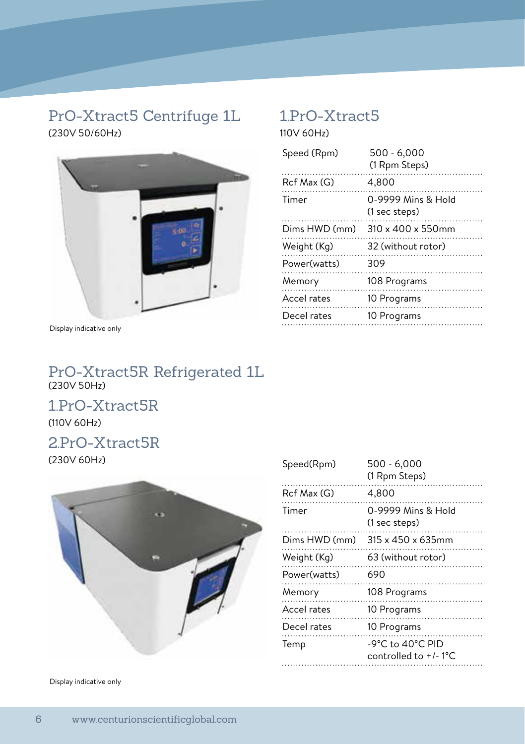## PrO-Xtract5 Centrifuge 1L

(230V 50/60Hz)

Display indicative only

## 1.PrO-Xtract5

110V 60Hz)

| Speed (Rpm) | 500 - 6,000 (1 Rpm Steps) |
|---|---|
| Rcf Max (G) | 4,800 |
| Timer | 0-9999 Mins & Hold (1 sec steps) |
| Dims HWD (mm) | 310 x 400 x 550mm |
| Weight (Kg) | 32 (without rotor) |
| Power(watts) | 309 |
| Memory | 108 Programs |
| Accel rates | 10 Programs |
| Decel rates | 10 Programs |

## PrO-Xtract5R Refrigerated 1L

(230V 50Hz)

## 1.PrO-Xtract5R

(110V 60Hz)

## 2.PrO-Xtract5R

(230V 60Hz)

| Speed(Rpm) | 500 - 6,000 (1 Rpm Steps) |
|---|---|
| Rcf Max (G) | 4,800 |
| Timer | 0-9999 Mins & Hold (1 sec steps) |
| Dims HWD (mm) | 315 x 450 x 635mm |
| Weight (Kg) | 63 (without rotor) |
| Power(watts) | 690 |
| Memory | 108 Programs |
| Accel rates | 10 Programs |
| Decel rates | 10 Programs |
| Temp | -9°C to 40°C PID controlled to +/- 1°C |

Display indicative only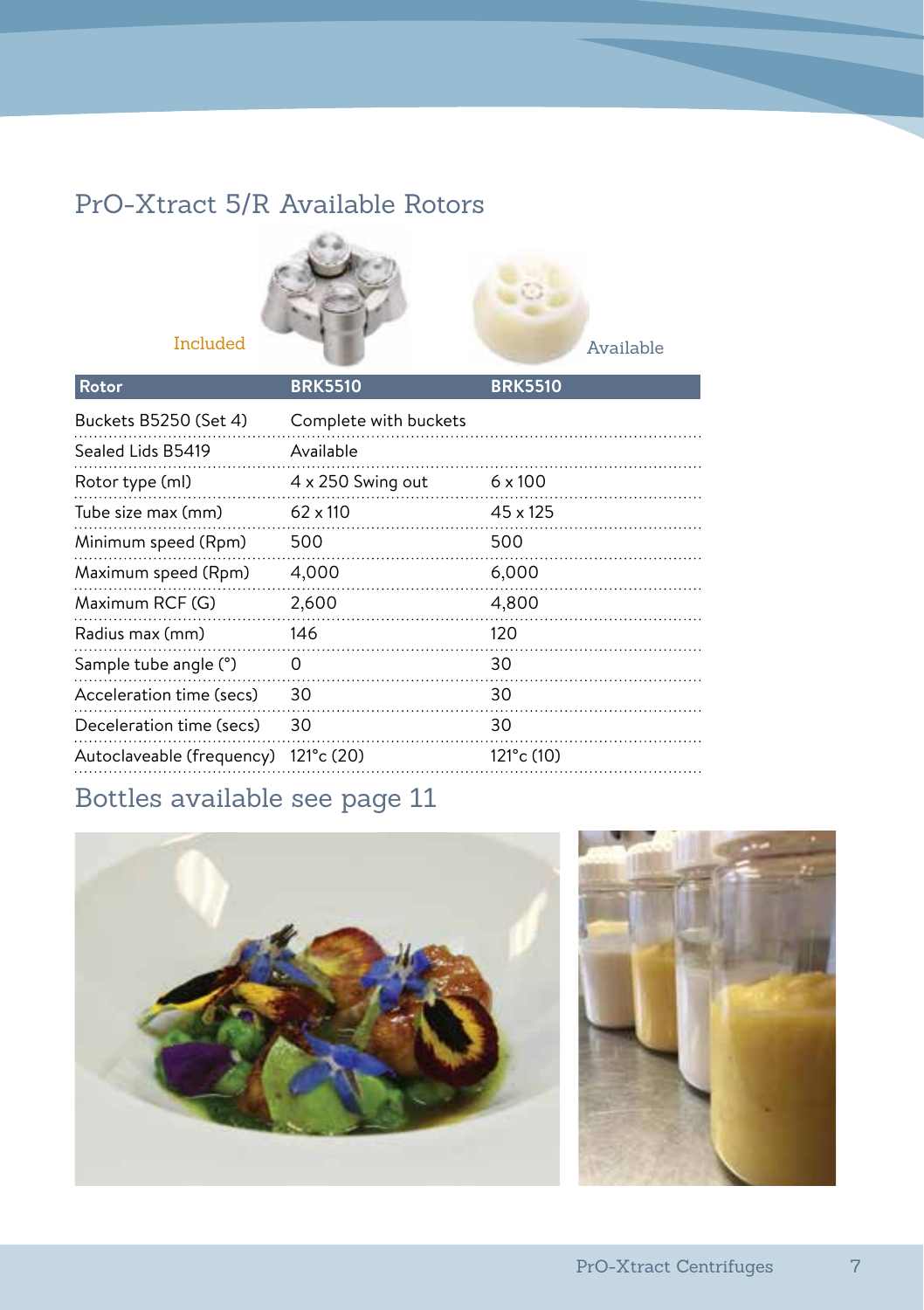## PrO-Xtract 5/R Available Rotors

Included

Available

| Rotor | BRK5510 | BRK5510 |
|---|---|---|
| Buckets B5250 (Set 4) | Complete with buckets | |
| Sealed Lids B5419 | Available | |
| Rotor type (ml) | 4 x 250 Swing out | 6 x 100 |
| Tube size max (mm) | 62 x 110 | 45 x 125 |
| Minimum speed (Rpm) | 500 | 500 |
| Maximum speed (Rpm) | 4,000 | 6,000 |
| Maximum RCF (G) | 2,600 | 4,800 |
| Radius max (mm) | 146 | 120 |
| Sample tube angle (°) | 0 | 30 |
| Acceleration time (secs) | 30 | 30 |
| Deceleration time (secs) | 30 | 30 |
| Autoclaveable (frequency) | 121°c (20) | 121°c (10) |

## Bottles available see page 11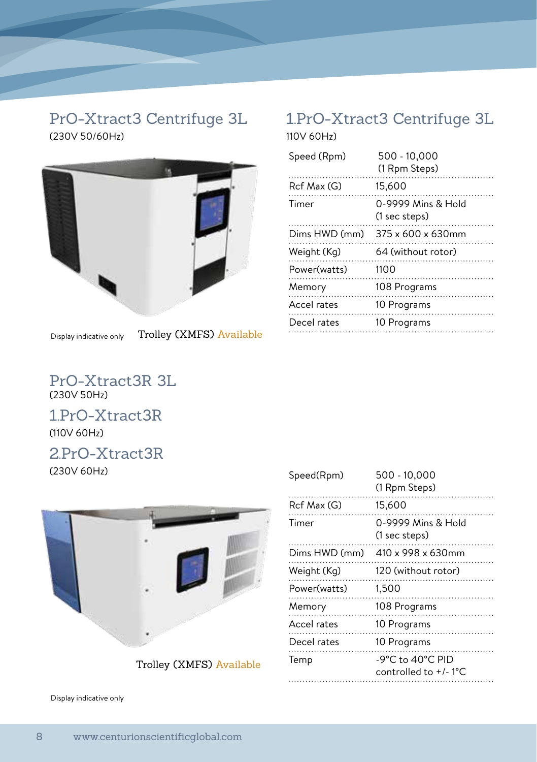## PrO-Xtract3 Centrifuge 3L

(230V 50/60Hz)

Display indicative only

Trolley (XMFS) Available

## 1.PrO-Xtract3 Centrifuge 3L

110V 60Hz)

| | |
|---|---|
| Speed (Rpm) | 500 - 10,000 (1 Rpm Steps) |
| Rcf Max (G) | 15,600 |
| Timer | 0-9999 Mins & Hold (1 sec steps) |
| Dims HWD (mm) | 375 x 600 x 630mm |
| Weight (Kg) | 64 (without rotor) |
| Power(watts) | 1100 |
| Memory | 108 Programs |
| Accel rates | 10 Programs |
| Decel rates | 10 Programs |

## PrO-Xtract3R 3L

(230V 50Hz)

## 1.PrO-Xtract3R

(110V 60Hz)

## 2.PrO-Xtract3R

(230V 60Hz)

Trolley (XMFS) Available

Display indicative only

| | |
|---|---|
| Speed(Rpm) | 500 - 10,000 (1 Rpm Steps) |
| Rcf Max (G) | 15,600 |
| Timer | 0-9999 Mins & Hold (1 sec steps) |
| Dims HWD (mm) | 410 x 998 x 630mm |
| Weight (Kg) | 120 (without rotor) |
| Power(watts) | 1,500 |
| Memory | 108 Programs |
| Accel rates | 10 Programs |
| Decel rates | 10 Programs |
| Temp | -9°C to 40°C PID controlled to +/- 1°C |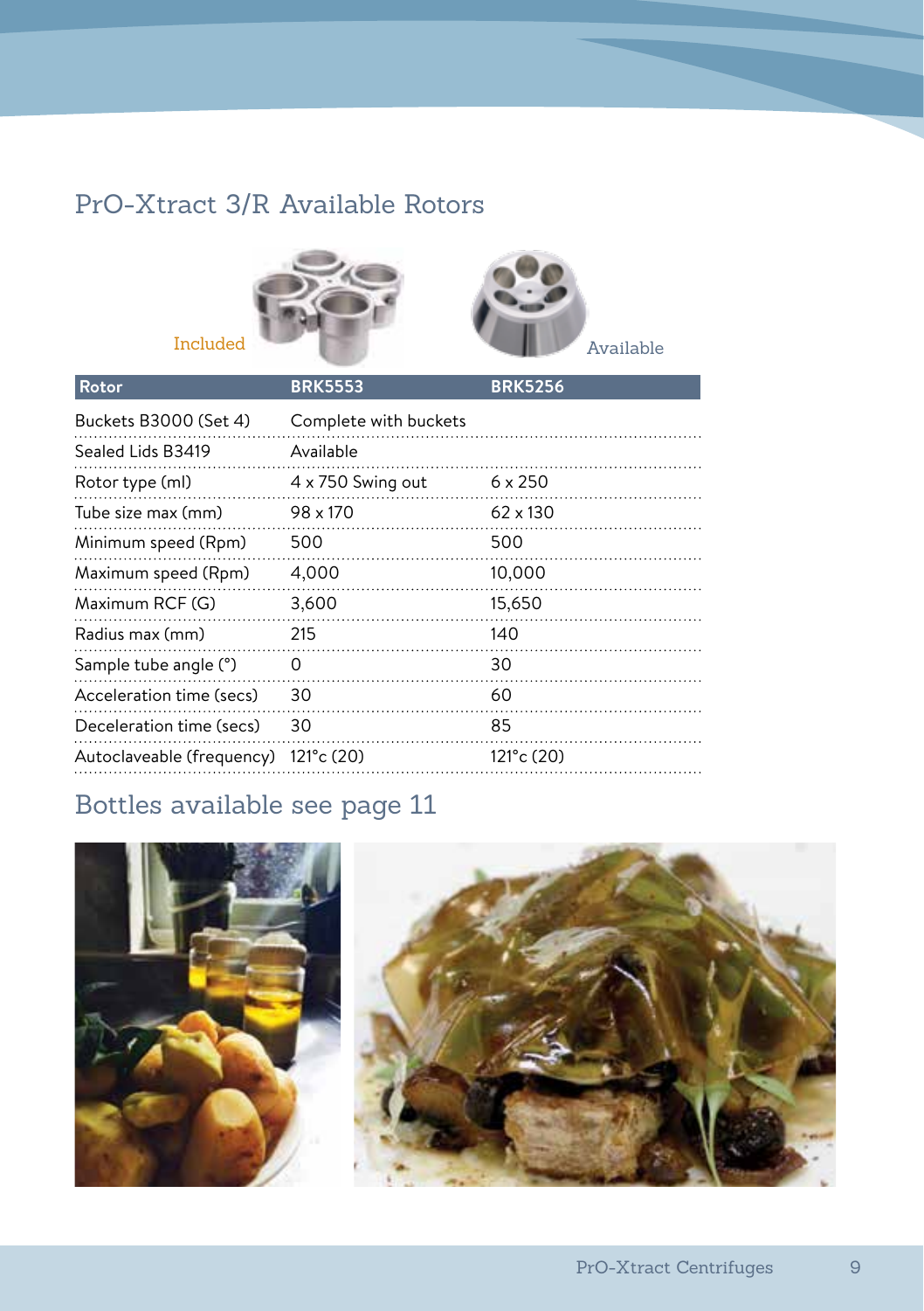## PrO-Xtract 3/R Available Rotors

Included

Available

| Rotor | BRK5553 | BRK5256 |
|---|---|---|
| Buckets B3000 (Set 4) | Complete with buckets | |
| Sealed Lids B3419 | Available | |
| Rotor type (ml) | 4 x 750 Swing out | 6 x 250 |
| Tube size max (mm) | 98 x 170 | 62 x 130 |
| Minimum speed (Rpm) | 500 | 500 |
| Maximum speed (Rpm) | 4,000 | 10,000 |
| Maximum RCF (G) | 3,600 | 15,650 |
| Radius max (mm) | 215 | 140 |
| Sample tube angle (°) | 0 | 30 |
| Acceleration time (secs) | 30 | 60 |
| Deceleration time (secs) | 30 | 85 |
| Autoclaveable (frequency) | 121°c (20) | 121°c (20) |

## Bottles available see page 11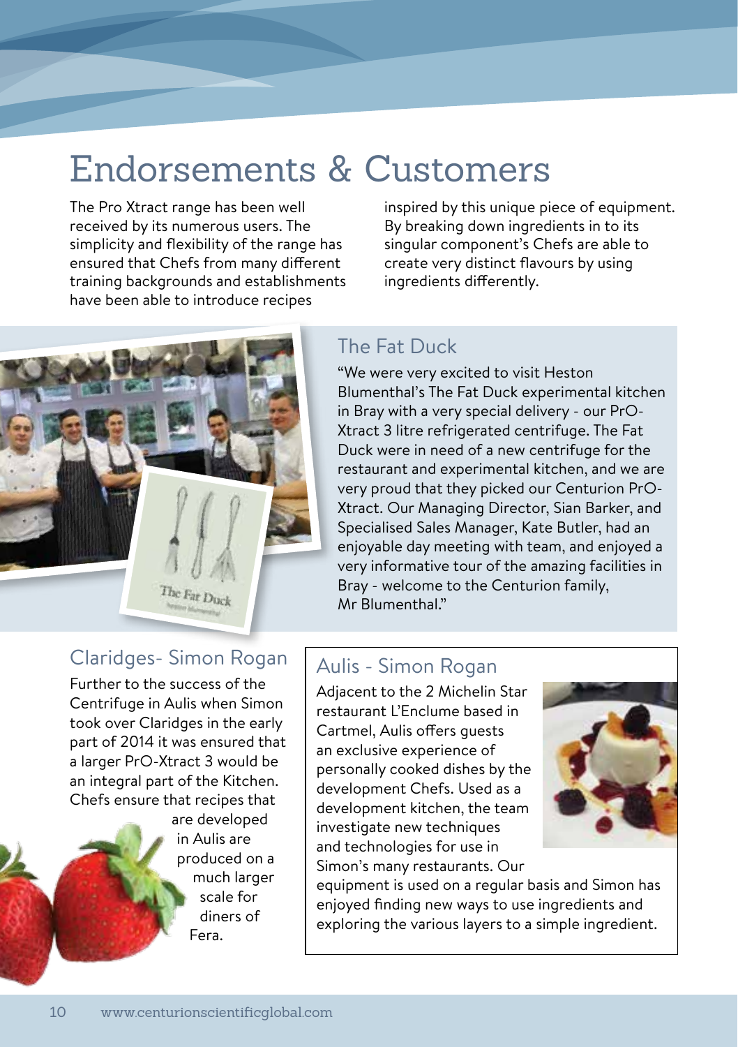# Endorsements & Customers

The Pro Xtract range has been well received by its numerous users. The simplicity and flexibility of the range has ensured that Chefs from many different training backgrounds and establishments have been able to introduce recipes inspired by this unique piece of equipment. By breaking down ingredients in to its singular component's Chefs are able to create very distinct flavours by using ingredients differently.

## The Fat Duck

"We were very excited to visit Heston Blumenthal's The Fat Duck experimental kitchen in Bray with a very special delivery - our PrO-Xtract 3 litre refrigerated centrifuge. The Fat Duck were in need of a new centrifuge for the restaurant and experimental kitchen, and we are very proud that they picked our Centurion PrO-Xtract. Our Managing Director, Sian Barker, and Specialised Sales Manager, Kate Butler, had an enjoyable day meeting with team, and enjoyed a very informative tour of the amazing facilities in Bray - welcome to the Centurion family, Mr Blumenthal."

## Claridges- Simon Rogan

Further to the success of the Centrifuge in Aulis when Simon took over Claridges in the early part of 2014 it was ensured that a larger PrO-Xtract 3 would be an integral part of the Kitchen. Chefs ensure that recipes that are developed in Aulis are produced on a much larger scale for diners of Fera.

## Aulis - Simon Rogan

Adjacent to the 2 Michelin Star restaurant L'Enclume based in Cartmel, Aulis offers guests an exclusive experience of personally cooked dishes by the development Chefs. Used as a development kitchen, the team investigate new techniques and technologies for use in Simon's many restaurants. Our equipment is used on a regular basis and Simon has enjoyed finding new ways to use ingredients and exploring the various layers to a simple ingredient.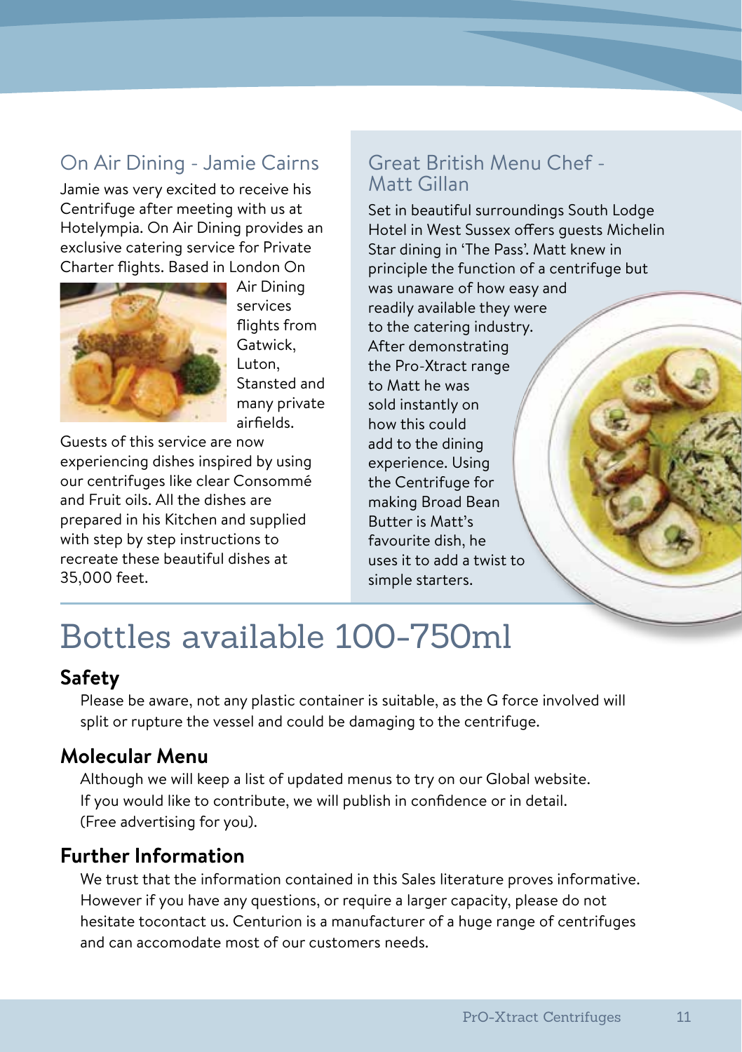## On Air Dining - Jamie Cairns

Jamie was very excited to receive his Centrifuge after meeting with us at Hotelympia. On Air Dining provides an exclusive catering service for Private Charter flights. Based in London On Air Dining services flights from Gatwick, Luton, Stansted and many private airfields.

Guests of this service are now experiencing dishes inspired by using our centrifuges like clear Consommé and Fruit oils. All the dishes are prepared in his Kitchen and supplied with step by step instructions to recreate these beautiful dishes at 35,000 feet.

## Great British Menu Chef - Matt Gillan

Set in beautiful surroundings South Lodge Hotel in West Sussex offers guests Michelin Star dining in 'The Pass'. Matt knew in principle the function of a centrifuge but was unaware of how easy and readily available they were to the catering industry. After demonstrating the Pro-Xtract range to Matt he was sold instantly on how this could add to the dining experience. Using the Centrifuge for making Broad Bean Butter is Matt's favourite dish, he uses it to add a twist to simple starters.

# Bottles available 100-750ml

### Safety

Please be aware, not any plastic container is suitable, as the G force involved will split or rupture the vessel and could be damaging to the centrifuge.

### Molecular Menu

Although we will keep a list of updated menus to try on our Global website.
If you would like to contribute, we will publish in confidence or in detail.
(Free advertising for you).

### Further Information

We trust that the information contained in this Sales literature proves informative. However if you have any questions, or require a larger capacity, please do not hesitate tocontact us. Centurion is a manufacturer of a huge range of centrifuges and can accomodate most of our customers needs.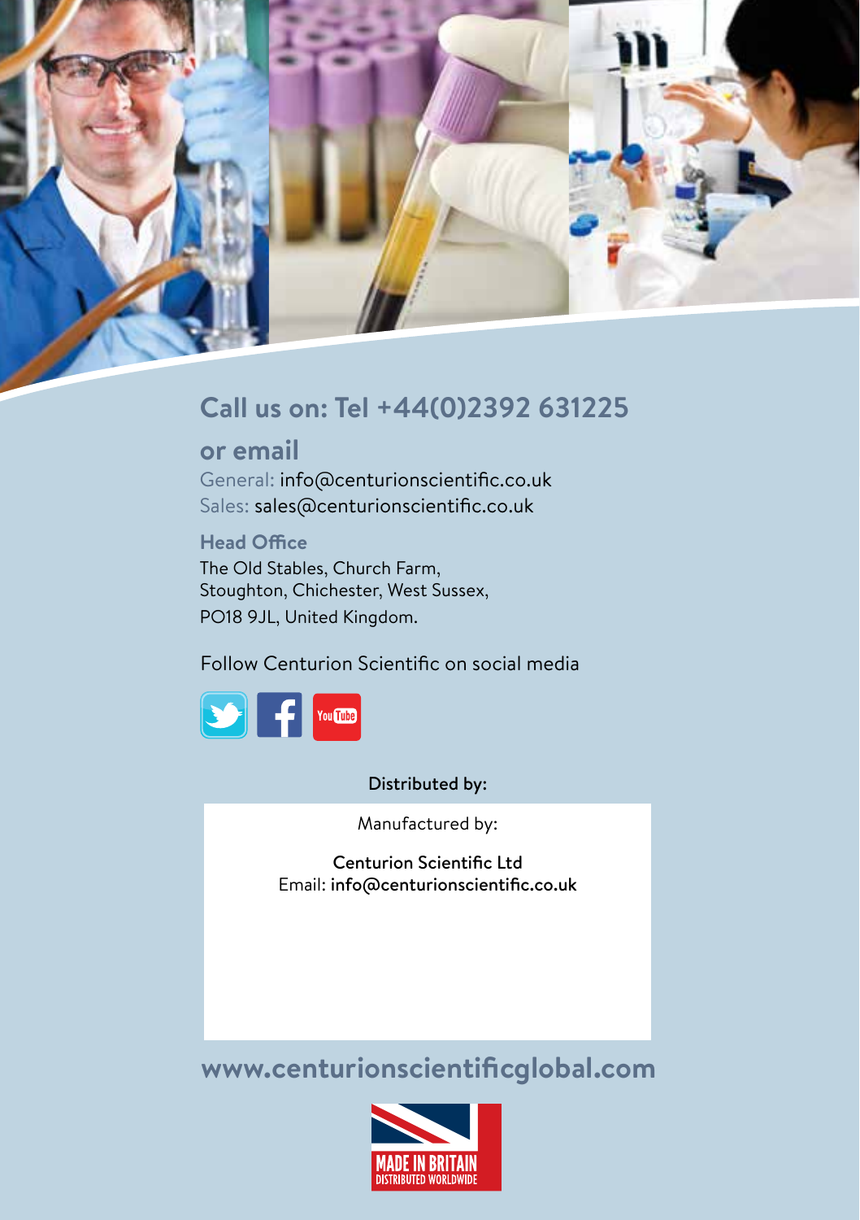## Call us on: Tel +44(0)2392 631225

## or email

General: info@centurionscientific.co.uk
Sales: sales@centurionscientific.co.uk

**Head Office**
The Old Stables, Church Farm,
Stoughton, Chichester, West Sussex,
PO18 9JL, United Kingdom.

Follow Centurion Scientific on social media

Distributed by:

Manufactured by:

Centurion Scientific Ltd
Email: info@centurionscientific.co.uk

**www.centurionscientificglobal.com**

MADE IN BRITAIN
DISTRIBUTED WORLDWIDE